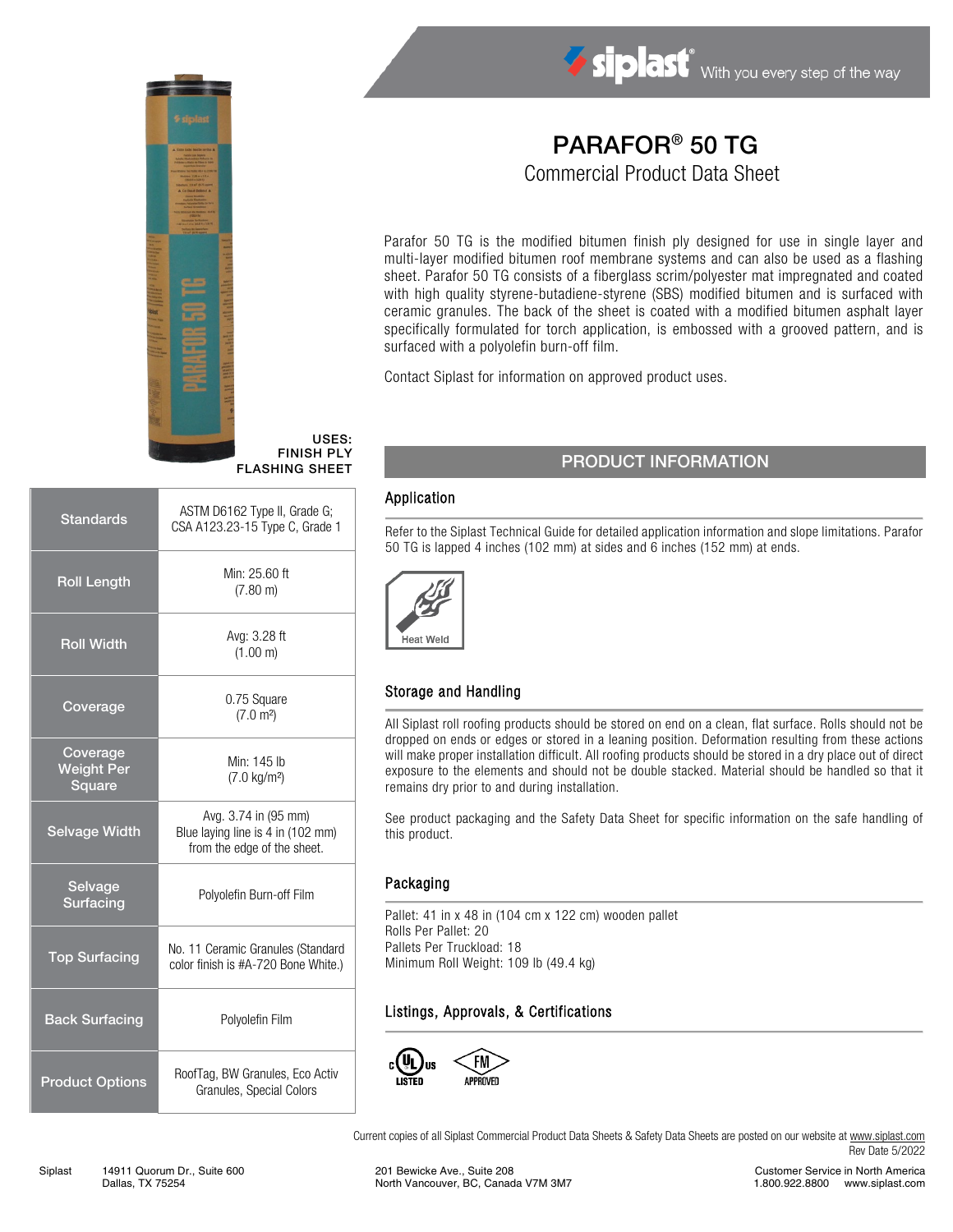siplast With you every step of the way

# PARAFOR® 50 TG

## Commercial Product Data Sheet

Parafor 50 TG is the modified bitumen finish ply designed for use in single layer and multi-layer modified bitumen roof membrane systems and can also be used as a flashing sheet. Parafor 50 TG consists of a fiberglass scrim/polyester mat impregnated and coated with high quality styrene-butadiene-styrene (SBS) modified bitumen and is surfaced with ceramic granules. The back of the sheet is coated with a modified bitumen asphalt layer specifically formulated for torch application, is embossed with a grooved pattern, and is surfaced with a polyolefin burn-off film.

Contact Siplast for information on approved product uses.

USES:
FINISH PLY
FLASHING SHEET

| | |
|---|---|
| Standards | ASTM D6162 Type II, Grade G; CSA A123.23-15 Type C, Grade 1 |
| Roll Length | Min: 25.60 ft (7.80 m) |
| Roll Width | Avg: 3.28 ft (1.00 m) |
| Coverage | 0.75 Square (7.0 m²) |
| Coverage Weight Per Square | Min: 145 lb (7.0 kg/m²) |
| Selvage Width | Avg. 3.74 in (95 mm) Blue laying line is 4 in (102 mm) from the edge of the sheet. |
| Selvage Surfacing | Polyolefin Burn-off Film |
| Top Surfacing | No. 11 Ceramic Granules (Standard color finish is #A-720 Bone White.) |
| Back Surfacing | Polyolefin Film |
| Product Options | RoofTag, BW Granules, Eco Activ Granules, Special Colors |

## PRODUCT INFORMATION

### Application

Refer to the Siplast Technical Guide for detailed application information and slope limitations. Parafor 50 TG is lapped 4 inches (102 mm) at sides and 6 inches (152 mm) at ends.

Heat Weld

### Storage and Handling

All Siplast roll roofing products should be stored on end on a clean, flat surface. Rolls should not be dropped on ends or edges or stored in a leaning position. Deformation resulting from these actions will make proper installation difficult. All roofing products should be stored in a dry place out of direct exposure to the elements and should not be double stacked. Material should be handled so that it remains dry prior to and during installation.

See product packaging and the Safety Data Sheet for specific information on the safe handling of this product.

### Packaging

Pallet: 41 in x 48 in (104 cm x 122 cm) wooden pallet
Rolls Per Pallet: 20
Pallets Per Truckload: 18
Minimum Roll Weight: 109 lb (49.4 kg)

### Listings, Approvals, & Certifications

c UL us LISTED
FM APPROVED

Current copies of all Siplast Commercial Product Data Sheets & Safety Data Sheets are posted on our website at www.siplast.com
Rev Date 5/2022

Siplast 14911 Quorum Dr., Suite 600 Dallas, TX 75254

201 Bewicke Ave., Suite 208 North Vancouver, BC, Canada V7M 3M7

Customer Service in North America 1.800.922.8800 www.siplast.com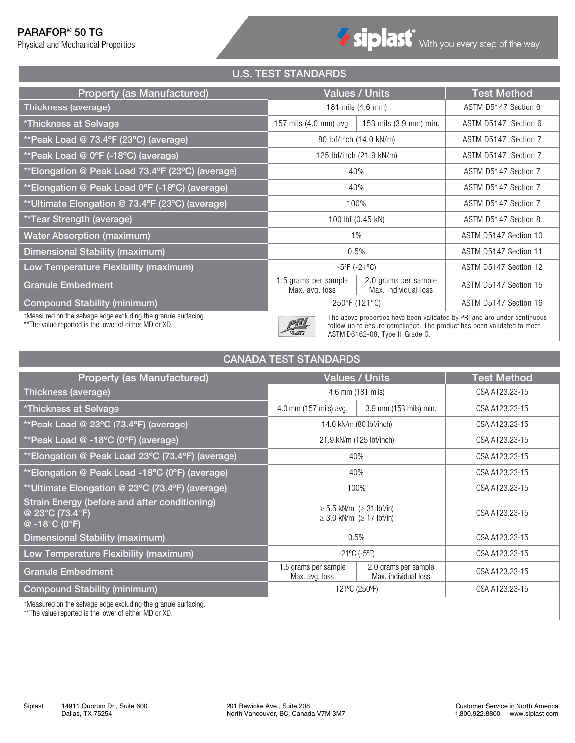# PARAFOR® 50 TG

Physical and Mechanical Properties

## U.S. TEST STANDARDS

| Property (as Manufactured) | Values / Units | | Test Method |
|---|---|---|---|
| Thickness (average) | 181 mils (4.6 mm) | | ASTM D5147 Section 6 |
| *Thickness at Selvage | 157 mils (4.0 mm) avg. | 153 mils (3.9 mm) min. | ASTM D5147 Section 6 |
| **Peak Load @ 73.4°F (23°C) (average) | 80 lbf/inch (14.0 kN/m) | | ASTM D5147 Section 7 |
| **Peak Load @ 0°F (-18°C) (average) | 125 lbf/inch (21.9 kN/m) | | ASTM D5147 Section 7 |
| **Elongation @ Peak Load 73.4°F (23°C) (average) | 40% | | ASTM D5147 Section 7 |
| **Elongation @ Peak Load 0°F (-18°C) (average) | 40% | | ASTM D5147 Section 7 |
| **Ultimate Elongation @ 73.4°F (23°C) (average) | 100% | | ASTM D5147 Section 7 |
| **Tear Strength (average) | 100 lbf (0.45 kN) | | ASTM D5147 Section 8 |
| Water Absorption (maximum) | 1% | | ASTM D5147 Section 10 |
| Dimensional Stability (maximum) | 0.5% | | ASTM D5147 Section 11 |
| Low Temperature Flexibility (maximum) | -5ºF (-21ºC) | | ASTM D5147 Section 12 |
| Granule Embedment | 1.5 grams per sample Max. avg. loss | 2.0 grams per sample Max. individual loss | ASTM D5147 Section 15 |
| Compound Stability (minimum) | 250°F (121°C) | | ASTM D5147 Section 16 |

*Measured on the selvage edge excluding the granule surfacing.
**The value reported is the lower of either MD or XD.

The above properties have been validated by PRI and are under continuous follow-up to ensure compliance. The product has been validated to meet ASTM D6162-08, Type II, Grade G.

## CANADA TEST STANDARDS

| Property (as Manufactured) | Values / Units | | Test Method |
|---|---|---|---|
| Thickness (average) | 4.6 mm (181 mils) | | CSA A123.23-15 |
| *Thickness at Selvage | 4.0 mm (157 mils) avg. | 3.9 mm (153 mils) min. | CSA A123.23-15 |
| **Peak Load @ 23ºC (73.4ºF) (average) | 14.0 kN/m (80 lbf/inch) | | CSA A123.23-15 |
| **Peak Load @ -18ºC (0ºF) (average) | 21.9 kN/m (125 lbf/inch) | | CSA A123.23-15 |
| **Elongation @ Peak Load 23ºC (73.4ºF) (average) | 40% | | CSA A123.23-15 |
| **Elongation @ Peak Load -18ºC (0ºF) (average) | 40% | | CSA A123.23-15 |
| **Ultimate Elongation @ 23ºC (73.4ºF) (average) | 100% | | CSA A123.23-15 |
| Strain Energy (before and after conditioning) @ 23°C (73.4°F) @ -18°C (0°F) | ≥ 5.5 kN/m (≥ 31 lbf/in) ≥ 3.0 kN/m (≥ 17 lbf/in) | | CSA A123.23-15 |
| Dimensional Stability (maximum) | 0.5% | | CSA A123.23-15 |
| Low Temperature Flexibility (maximum) | -21ºC (-5ºF) | | CSA A123.23-15 |
| Granule Embedment | 1.5 grams per sample Max. avg. loss | 2.0 grams per sample Max. individual loss | CSA A123.23-15 |
| Compound Stability (minimum) | 121ºC (250ºF) | | CSA A123.23-15 |

*Measured on the selvage edge excluding the granule surfacing.
**The value reported is the lower of either MD or XD.

Siplast 14911 Quorum Dr., Suite 600 Dallas, TX 75254

201 Bewicke Ave., Suite 208 North Vancouver, BC, Canada V7M 3M7

Customer Service in North America 1.800.922.8800 www.siplast.com